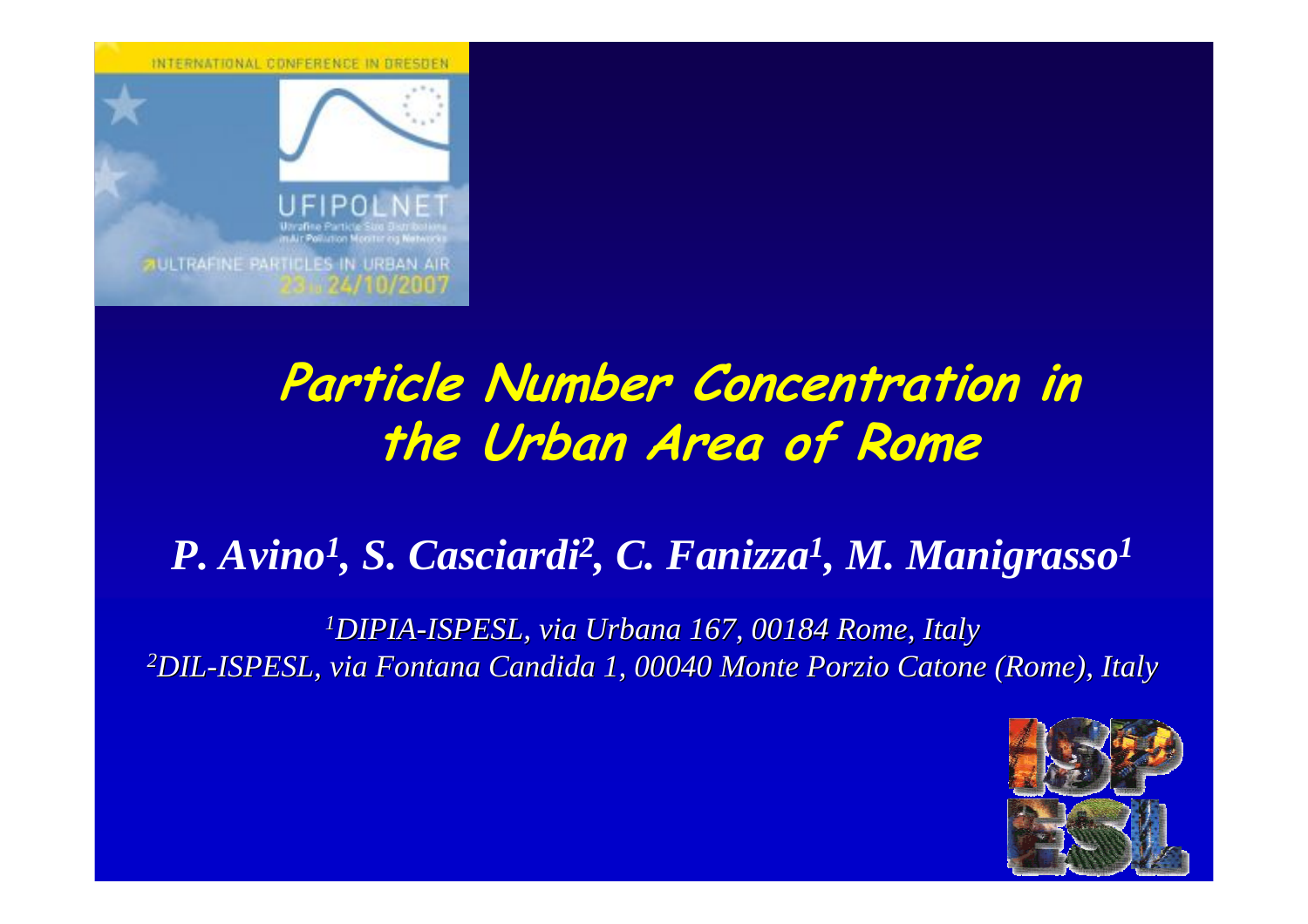# Particle Number Concentration in the Urban Area of Rome

***P. Avino[1], S. Casciardi[2], C. Fanizza[1], M. Manigrasso[1]***

*[1]DIPIA-ISPESL, via Urbana 167, 00184 Rome, Italy*
*[2]DIL-ISPESL, via Fontana Candida 1, 00040 Monte Porzio Catone (Rome), Italy*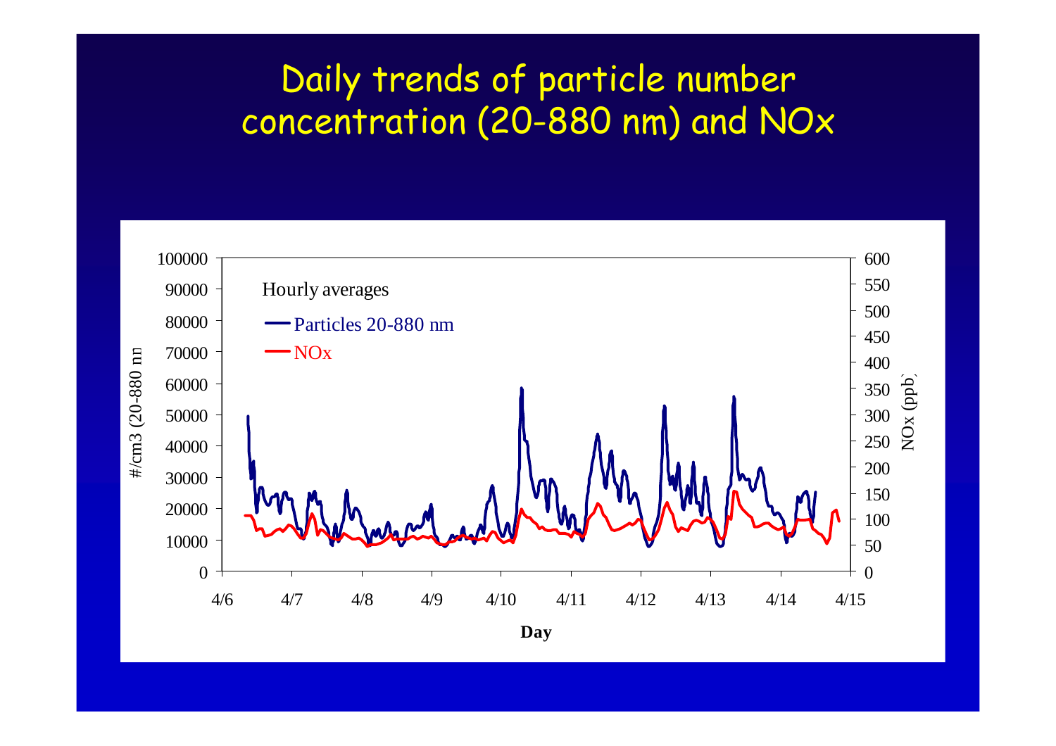# Daily trends of particle number concentration (20-880 nm) and NOx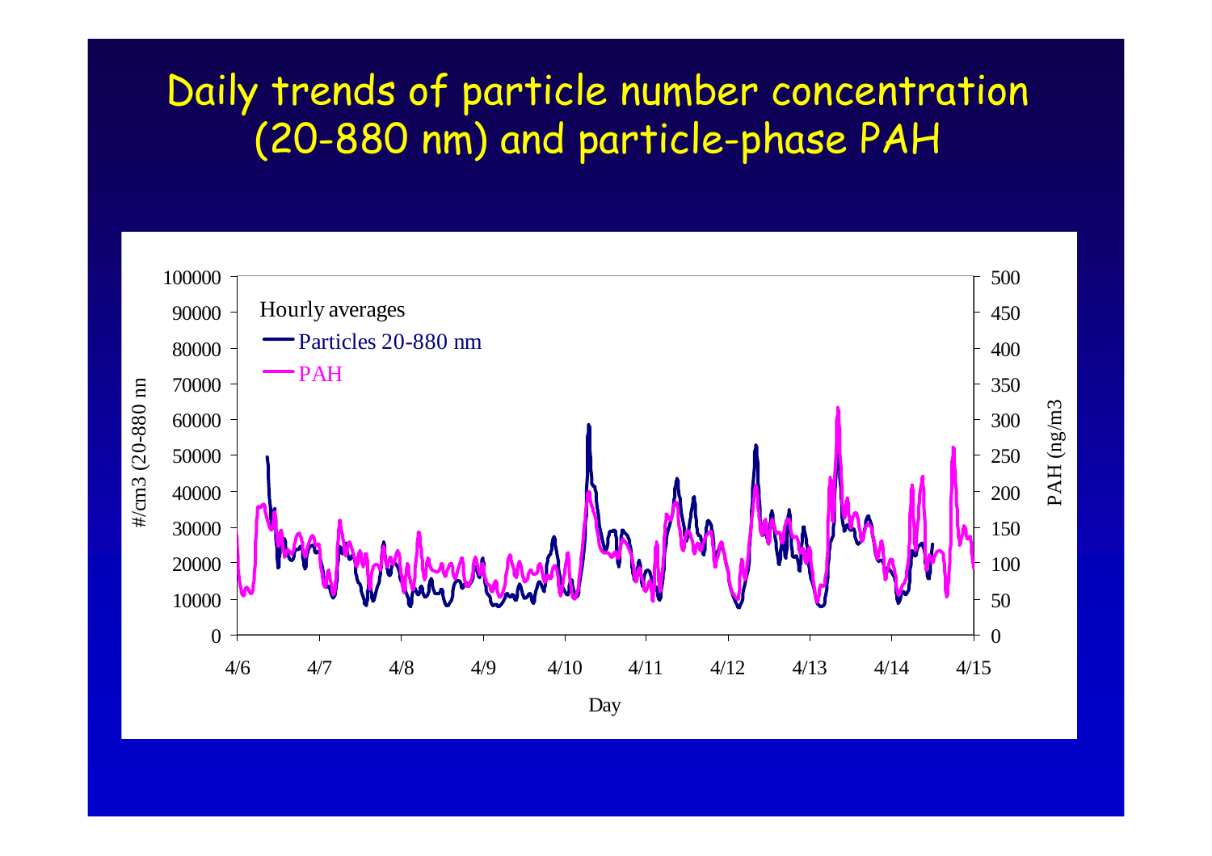# Daily trends of particle number concentration (20-880 nm) and particle-phase PAH

Hourly averages

Particles 20-880 nm

PAH

#/cm3 (20-880 nm

PAH (ng/m3

Day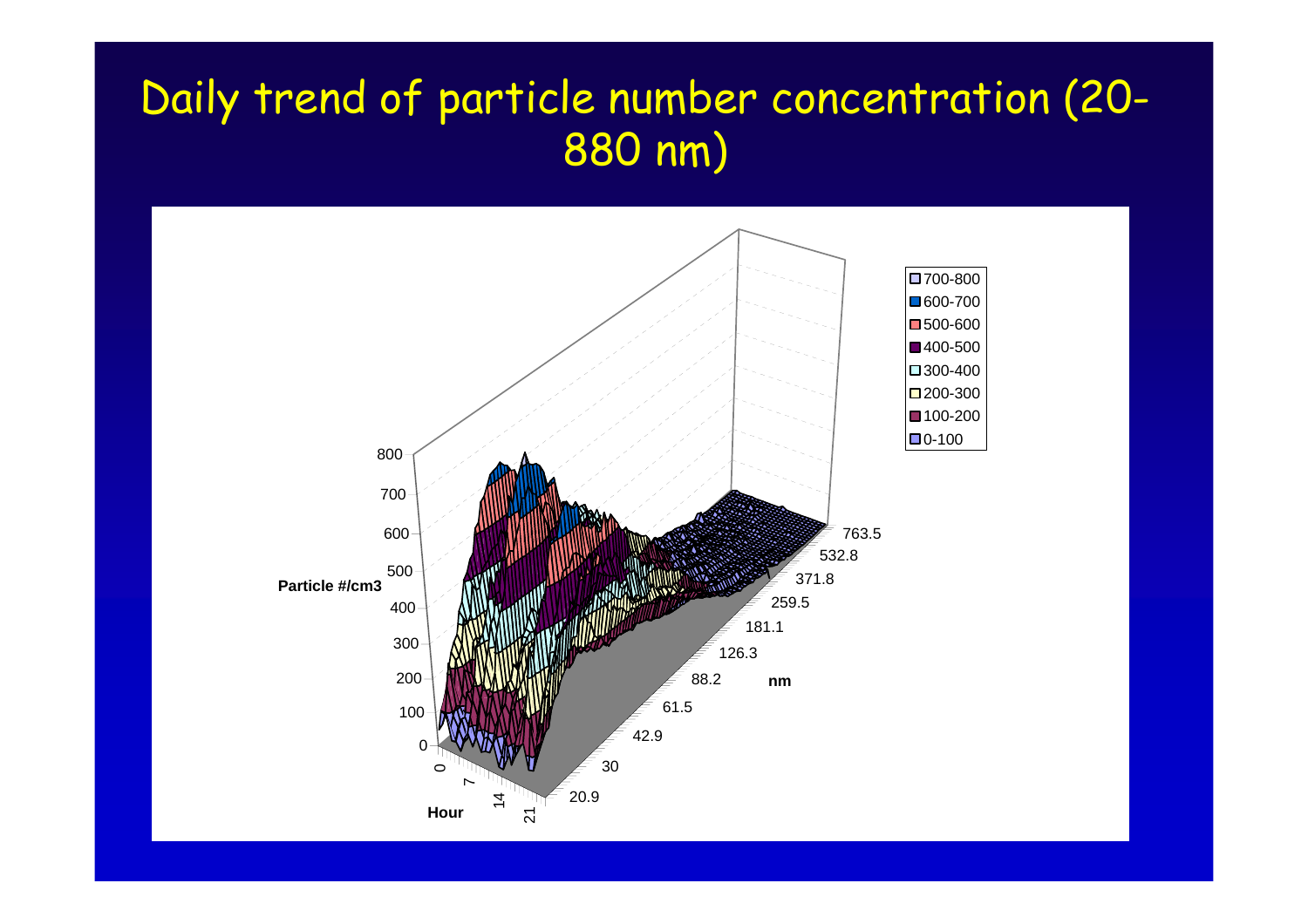# Daily trend of particle number concentration (20-880 nm)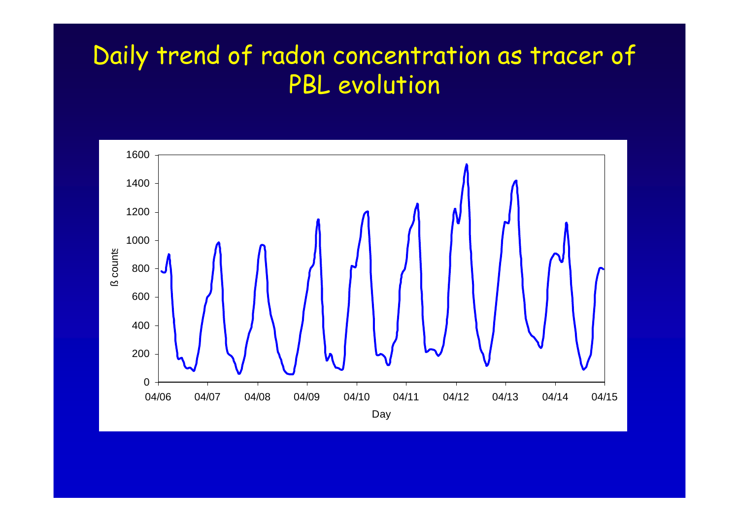# Daily trend of radon concentration as tracer of PBL evolution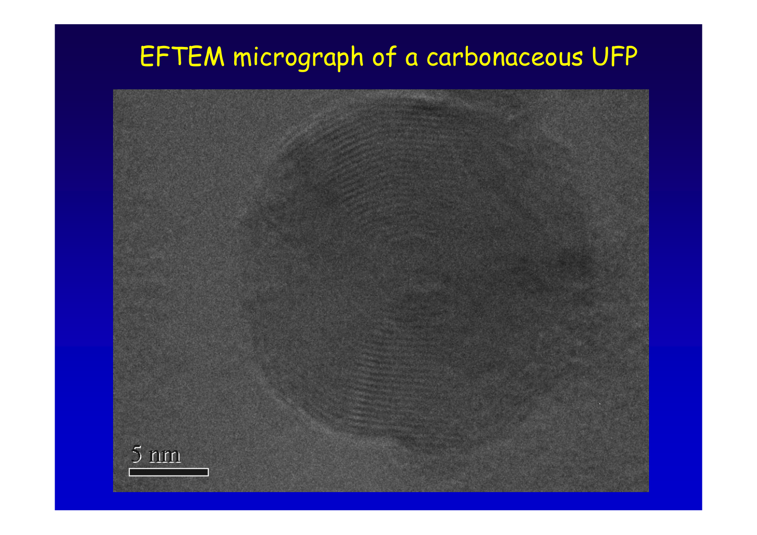# EFTEM micrograph of a carbonaceous UFP

5 nm